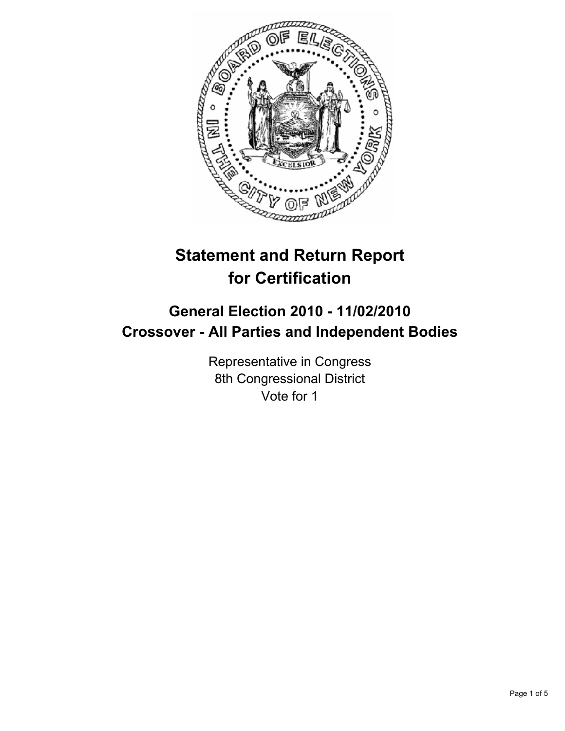# Statement and Return Report for Certification

## General Election 2010 - 11/02/2010
## Crossover - All Parties and Independent Bodies

Representative in Congress
8th Congressional District
Vote for 1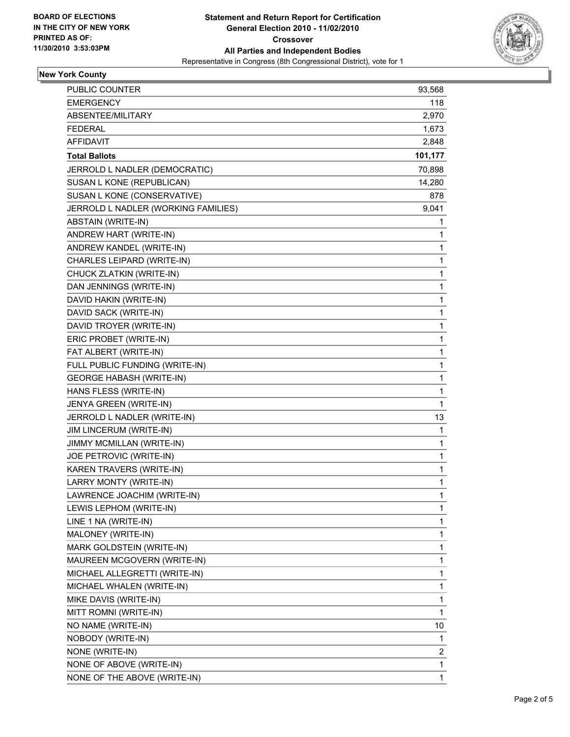BOARD OF ELECTIONS
IN THE CITY OF NEW YORK
PRINTED AS OF:
11/30/2010 3:53:03PM

**Statement and Return Report for Certification**
**General Election 2010 - 11/02/2010**
**Crossover**
**All Parties and Independent Bodies**
Representative in Congress (8th Congressional District), vote for 1

## New York County

| | |
|---|---|
| PUBLIC COUNTER | 93,568 |
| EMERGENCY | 118 |
| ABSENTEE/MILITARY | 2,970 |
| FEDERAL | 1,673 |
| AFFIDAVIT | 2,848 |
| **Total Ballots** | **101,177** |
| JERROLD L NADLER (DEMOCRATIC) | 70,898 |
| SUSAN L KONE (REPUBLICAN) | 14,280 |
| SUSAN L KONE (CONSERVATIVE) | 878 |
| JERROLD L NADLER (WORKING FAMILIES) | 9,041 |
| ABSTAIN (WRITE-IN) | 1 |
| ANDREW HART (WRITE-IN) | 1 |
| ANDREW KANDEL (WRITE-IN) | 1 |
| CHARLES LEIPARD (WRITE-IN) | 1 |
| CHUCK ZLATKIN (WRITE-IN) | 1 |
| DAN JENNINGS (WRITE-IN) | 1 |
| DAVID HAKIN (WRITE-IN) | 1 |
| DAVID SACK (WRITE-IN) | 1 |
| DAVID TROYER (WRITE-IN) | 1 |
| ERIC PROBET (WRITE-IN) | 1 |
| FAT ALBERT (WRITE-IN) | 1 |
| FULL PUBLIC FUNDING (WRITE-IN) | 1 |
| GEORGE HABASH (WRITE-IN) | 1 |
| HANS FLESS (WRITE-IN) | 1 |
| JENYA GREEN (WRITE-IN) | 1 |
| JERROLD L NADLER (WRITE-IN) | 13 |
| JIM LINCERUM (WRITE-IN) | 1 |
| JIMMY MCMILLAN (WRITE-IN) | 1 |
| JOE PETROVIC (WRITE-IN) | 1 |
| KAREN TRAVERS (WRITE-IN) | 1 |
| LARRY MONTY (WRITE-IN) | 1 |
| LAWRENCE JOACHIM (WRITE-IN) | 1 |
| LEWIS LEPHOM (WRITE-IN) | 1 |
| LINE 1 NA (WRITE-IN) | 1 |
| MALONEY (WRITE-IN) | 1 |
| MARK GOLDSTEIN (WRITE-IN) | 1 |
| MAUREEN MCGOVERN (WRITE-IN) | 1 |
| MICHAEL ALLEGRETTI (WRITE-IN) | 1 |
| MICHAEL WHALEN (WRITE-IN) | 1 |
| MIKE DAVIS (WRITE-IN) | 1 |
| MITT ROMNI (WRITE-IN) | 1 |
| NO NAME (WRITE-IN) | 10 |
| NOBODY (WRITE-IN) | 1 |
| NONE (WRITE-IN) | 2 |
| NONE OF ABOVE (WRITE-IN) | 1 |
| NONE OF THE ABOVE (WRITE-IN) | 1 |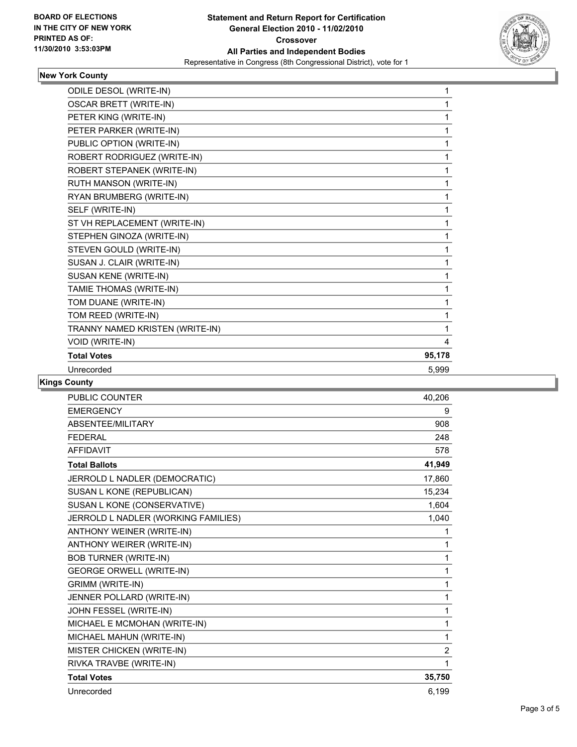BOARD OF ELECTIONS IN THE CITY OF NEW YORK
PRINTED AS OF: 11/30/2010 3:53:03PM

**Statement and Return Report for Certification**
**General Election 2010 - 11/02/2010**
**Crossover**
**All Parties and Independent Bodies**
Representative in Congress (8th Congressional District), vote for 1

### New York County

| | |
|---|---|
| ODILE DESOL (WRITE-IN) | 1 |
| OSCAR BRETT (WRITE-IN) | 1 |
| PETER KING (WRITE-IN) | 1 |
| PETER PARKER (WRITE-IN) | 1 |
| PUBLIC OPTION (WRITE-IN) | 1 |
| ROBERT RODRIGUEZ (WRITE-IN) | 1 |
| ROBERT STEPANEK (WRITE-IN) | 1 |
| RUTH MANSON (WRITE-IN) | 1 |
| RYAN BRUMBERG (WRITE-IN) | 1 |
| SELF (WRITE-IN) | 1 |
| ST VH REPLACEMENT (WRITE-IN) | 1 |
| STEPHEN GINOZA (WRITE-IN) | 1 |
| STEVEN GOULD (WRITE-IN) | 1 |
| SUSAN J. CLAIR (WRITE-IN) | 1 |
| SUSAN KENE (WRITE-IN) | 1 |
| TAMIE THOMAS (WRITE-IN) | 1 |
| TOM DUANE (WRITE-IN) | 1 |
| TOM REED (WRITE-IN) | 1 |
| TRANNY NAMED KRISTEN (WRITE-IN) | 1 |
| VOID (WRITE-IN) | 4 |
| **Total Votes** | **95,178** |
| Unrecorded | 5,999 |

### Kings County

| | |
|---|---|
| PUBLIC COUNTER | 40,206 |
| EMERGENCY | 9 |
| ABSENTEE/MILITARY | 908 |
| FEDERAL | 248 |
| AFFIDAVIT | 578 |
| **Total Ballots** | **41,949** |
| JERROLD L NADLER (DEMOCRATIC) | 17,860 |
| SUSAN L KONE (REPUBLICAN) | 15,234 |
| SUSAN L KONE (CONSERVATIVE) | 1,604 |
| JERROLD L NADLER (WORKING FAMILIES) | 1,040 |
| ANTHONY WEINER (WRITE-IN) | 1 |
| ANTHONY WEIRER (WRITE-IN) | 1 |
| BOB TURNER (WRITE-IN) | 1 |
| GEORGE ORWELL (WRITE-IN) | 1 |
| GRIMM (WRITE-IN) | 1 |
| JENNER POLLARD (WRITE-IN) | 1 |
| JOHN FESSEL (WRITE-IN) | 1 |
| MICHAEL E MCMOHAN (WRITE-IN) | 1 |
| MICHAEL MAHUN (WRITE-IN) | 1 |
| MISTER CHICKEN (WRITE-IN) | 2 |
| RIVKA TRAVBE (WRITE-IN) | 1 |
| **Total Votes** | **35,750** |
| Unrecorded | 6,199 |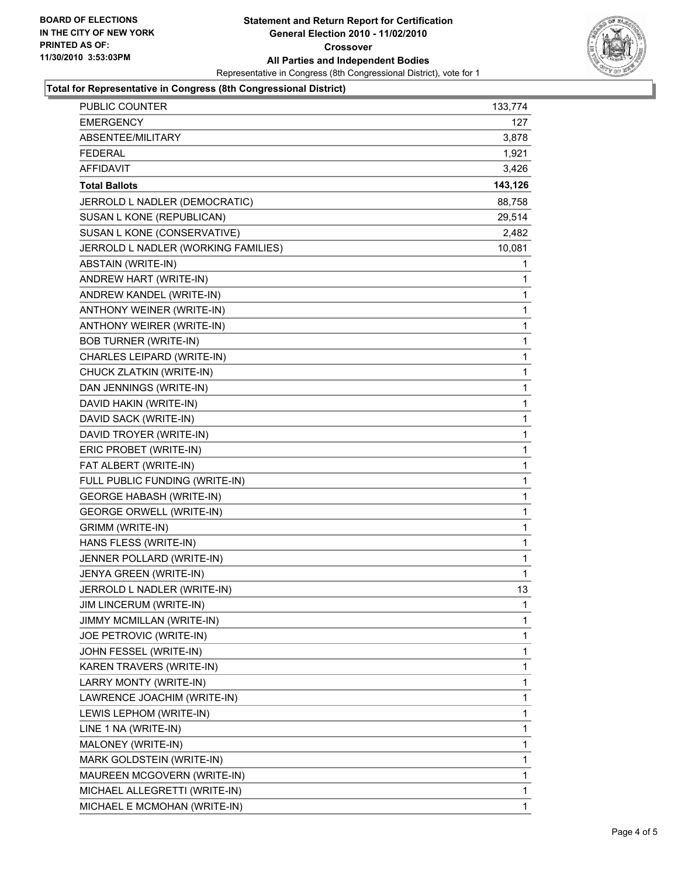**BOARD OF ELECTIONS IN THE CITY OF NEW YORK PRINTED AS OF: 11/30/2010 3:53:03PM**

# Statement and Return Report for Certification General Election 2010 - 11/02/2010 Crossover All Parties and Independent Bodies

Representative in Congress (8th Congressional District), vote for 1

## Total for Representative in Congress (8th Congressional District)

| | |
|---|---|
| PUBLIC COUNTER | 133,774 |
| EMERGENCY | 127 |
| ABSENTEE/MILITARY | 3,878 |
| FEDERAL | 1,921 |
| AFFIDAVIT | 3,426 |
| **Total Ballots** | **143,126** |
| JERROLD L NADLER (DEMOCRATIC) | 88,758 |
| SUSAN L KONE (REPUBLICAN) | 29,514 |
| SUSAN L KONE (CONSERVATIVE) | 2,482 |
| JERROLD L NADLER (WORKING FAMILIES) | 10,081 |
| ABSTAIN (WRITE-IN) | 1 |
| ANDREW HART (WRITE-IN) | 1 |
| ANDREW KANDEL (WRITE-IN) | 1 |
| ANTHONY WEINER (WRITE-IN) | 1 |
| ANTHONY WEIRER (WRITE-IN) | 1 |
| BOB TURNER (WRITE-IN) | 1 |
| CHARLES LEIPARD (WRITE-IN) | 1 |
| CHUCK ZLATKIN (WRITE-IN) | 1 |
| DAN JENNINGS (WRITE-IN) | 1 |
| DAVID HAKIN (WRITE-IN) | 1 |
| DAVID SACK (WRITE-IN) | 1 |
| DAVID TROYER (WRITE-IN) | 1 |
| ERIC PROBET (WRITE-IN) | 1 |
| FAT ALBERT (WRITE-IN) | 1 |
| FULL PUBLIC FUNDING (WRITE-IN) | 1 |
| GEORGE HABASH (WRITE-IN) | 1 |
| GEORGE ORWELL (WRITE-IN) | 1 |
| GRIMM (WRITE-IN) | 1 |
| HANS FLESS (WRITE-IN) | 1 |
| JENNER POLLARD (WRITE-IN) | 1 |
| JENYA GREEN (WRITE-IN) | 1 |
| JERROLD L NADLER (WRITE-IN) | 13 |
| JIM LINCERUM (WRITE-IN) | 1 |
| JIMMY MCMILLAN (WRITE-IN) | 1 |
| JOE PETROVIC (WRITE-IN) | 1 |
| JOHN FESSEL (WRITE-IN) | 1 |
| KAREN TRAVERS (WRITE-IN) | 1 |
| LARRY MONTY (WRITE-IN) | 1 |
| LAWRENCE JOACHIM (WRITE-IN) | 1 |
| LEWIS LEPHOM (WRITE-IN) | 1 |
| LINE 1 NA (WRITE-IN) | 1 |
| MALONEY (WRITE-IN) | 1 |
| MARK GOLDSTEIN (WRITE-IN) | 1 |
| MAUREEN MCGOVERN (WRITE-IN) | 1 |
| MICHAEL ALLEGRETTI (WRITE-IN) | 1 |
| MICHAEL E MCMOHAN (WRITE-IN) | 1 |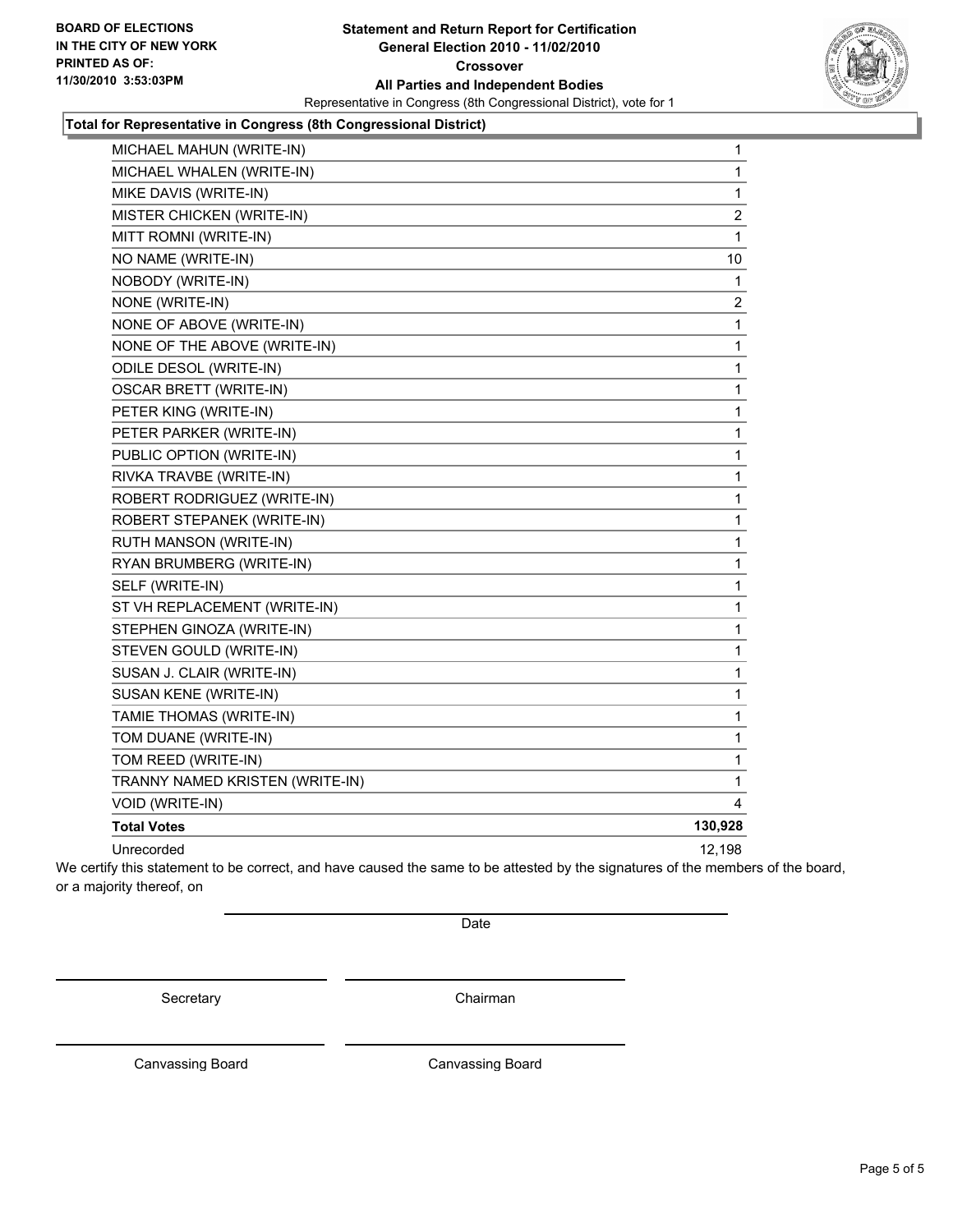**BOARD OF ELECTIONS IN THE CITY OF NEW YORK PRINTED AS OF: 11/30/2010 3:53:03PM**

**Statement and Return Report for Certification**
**General Election 2010 - 11/02/2010**
**Crossover**
**All Parties and Independent Bodies**
Representative in Congress (8th Congressional District), vote for 1

**Total for Representative in Congress (8th Congressional District)**

| | |
|---|---|
| MICHAEL MAHUN (WRITE-IN) | 1 |
| MICHAEL WHALEN (WRITE-IN) | 1 |
| MIKE DAVIS (WRITE-IN) | 1 |
| MISTER CHICKEN (WRITE-IN) | 2 |
| MITT ROMNI (WRITE-IN) | 1 |
| NO NAME (WRITE-IN) | 10 |
| NOBODY (WRITE-IN) | 1 |
| NONE (WRITE-IN) | 2 |
| NONE OF ABOVE (WRITE-IN) | 1 |
| NONE OF THE ABOVE (WRITE-IN) | 1 |
| ODILE DESOL (WRITE-IN) | 1 |
| OSCAR BRETT (WRITE-IN) | 1 |
| PETER KING (WRITE-IN) | 1 |
| PETER PARKER (WRITE-IN) | 1 |
| PUBLIC OPTION (WRITE-IN) | 1 |
| RIVKA TRAVBE (WRITE-IN) | 1 |
| ROBERT RODRIGUEZ (WRITE-IN) | 1 |
| ROBERT STEPANEK (WRITE-IN) | 1 |
| RUTH MANSON (WRITE-IN) | 1 |
| RYAN BRUMBERG (WRITE-IN) | 1 |
| SELF (WRITE-IN) | 1 |
| ST VH REPLACEMENT (WRITE-IN) | 1 |
| STEPHEN GINOZA (WRITE-IN) | 1 |
| STEVEN GOULD (WRITE-IN) | 1 |
| SUSAN J. CLAIR (WRITE-IN) | 1 |
| SUSAN KENE (WRITE-IN) | 1 |
| TAMIE THOMAS (WRITE-IN) | 1 |
| TOM DUANE (WRITE-IN) | 1 |
| TOM REED (WRITE-IN) | 1 |
| TRANNY NAMED KRISTEN (WRITE-IN) | 1 |
| VOID (WRITE-IN) | 4 |
| **Total Votes** | **130,928** |
| Unrecorded | 12,198 |

We certify this statement to be correct, and have caused the same to be attested by the signatures of the members of the board, or a majority thereof, on

Date

Secretary

Chairman

Canvassing Board

Canvassing Board